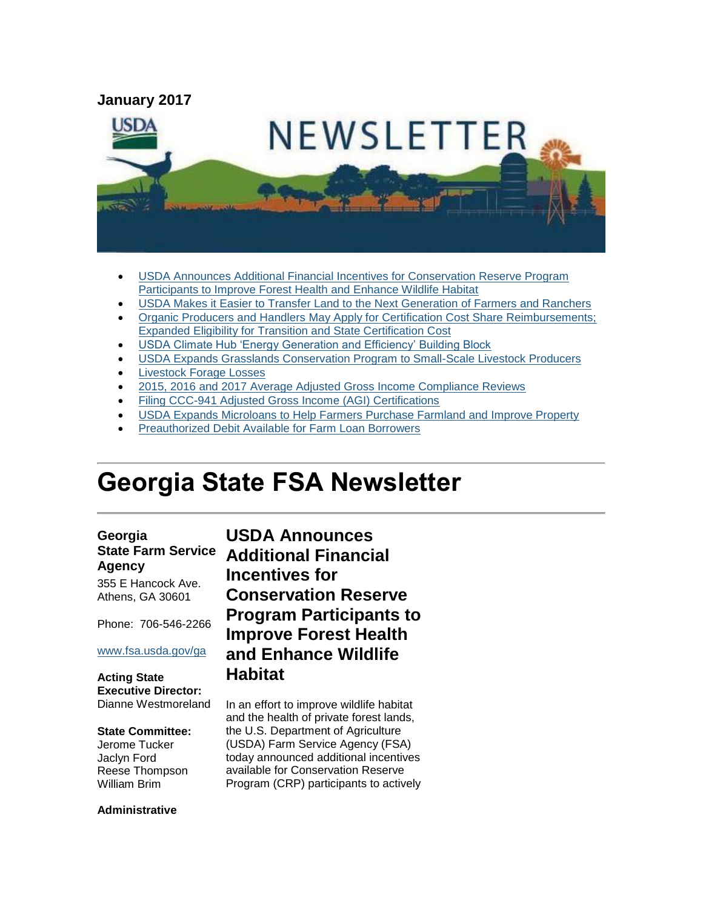**January 2017**

- USDA Announces Additional Financial Incentives for Conservation Reserve Program Participants to Improve Forest Health and Enhance Wildlife Habitat
- USDA Makes it Easier to Transfer Land to the Next Generation of Farmers and Ranchers
- Organic Producers and Handlers May Apply for Certification Cost Share Reimbursements; Expanded Eligibility for Transition and State Certification Cost
- USDA Climate Hub 'Energy Generation and Efficiency' Building Block
- USDA Expands Grasslands Conservation Program to Small-Scale Livestock Producers
- Livestock Forage Losses
- 2015, 2016 and 2017 Average Adjusted Gross Income Compliance Reviews
- Filing CCC-941 Adjusted Gross Income (AGI) Certifications
- USDA Expands Microloans to Help Farmers Purchase Farmland and Improve Property
- Preauthorized Debit Available for Farm Loan Borrowers

# Georgia State FSA Newsletter

**Georgia State Farm Service Agency**

355 E Hancock Ave.
Athens, GA 30601

Phone: 706-546-2266

www.fsa.usda.gov/ga

**Acting State Executive Director:**
Dianne Westmoreland

**State Committee:**
Jerome Tucker
Jaclyn Ford
Reese Thompson
William Brim

**Administrative**

## USDA Announces Additional Financial Incentives for Conservation Reserve Program Participants to Improve Forest Health and Enhance Wildlife Habitat

In an effort to improve wildlife habitat and the health of private forest lands, the U.S. Department of Agriculture (USDA) Farm Service Agency (FSA) today announced additional incentives available for Conservation Reserve Program (CRP) participants to actively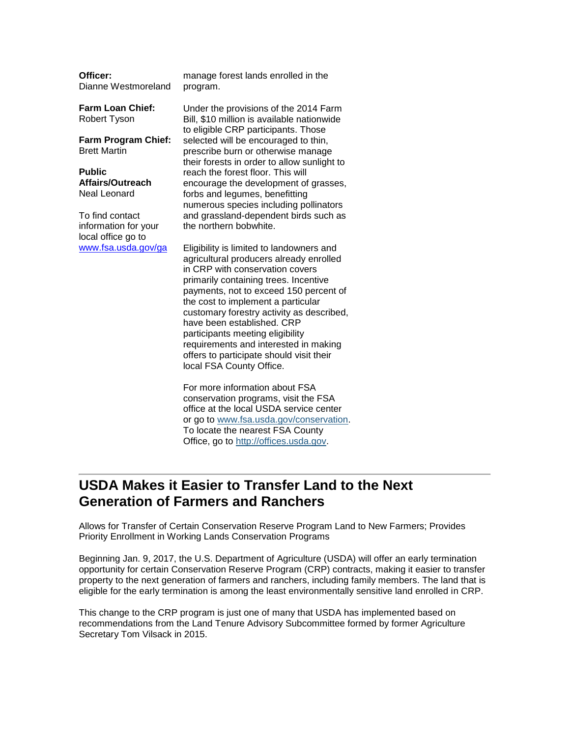**Officer:**
Dianne Westmoreland

**Farm Loan Chief:**
Robert Tyson

**Farm Program Chief:**
Brett Martin

**Public Affairs/Outreach**
Neal Leonard

To find contact information for your local office go to [www.fsa.usda.gov/ga](http://www.fsa.usda.gov/ga)

manage forest lands enrolled in the program.

Under the provisions of the 2014 Farm Bill, $10 million is available nationwide to eligible CRP participants. Those selected will be encouraged to thin, prescribe burn or otherwise manage their forests in order to allow sunlight to reach the forest floor. This will encourage the development of grasses, forbs and legumes, benefitting numerous species including pollinators and grassland-dependent birds such as the northern bobwhite.

Eligibility is limited to landowners and agricultural producers already enrolled in CRP with conservation covers primarily containing trees. Incentive payments, not to exceed 150 percent of the cost to implement a particular customary forestry activity as described, have been established. CRP participants meeting eligibility requirements and interested in making offers to participate should visit their local FSA County Office.

For more information about FSA conservation programs, visit the FSA office at the local USDA service center or go to [www.fsa.usda.gov/conservation](http://www.fsa.usda.gov/conservation). To locate the nearest FSA County Office, go to [http://offices.usda.gov](http://offices.usda.gov).

---

## USDA Makes it Easier to Transfer Land to the Next Generation of Farmers and Ranchers

Allows for Transfer of Certain Conservation Reserve Program Land to New Farmers; Provides Priority Enrollment in Working Lands Conservation Programs

Beginning Jan. 9, 2017, the U.S. Department of Agriculture (USDA) will offer an early termination opportunity for certain Conservation Reserve Program (CRP) contracts, making it easier to transfer property to the next generation of farmers and ranchers, including family members. The land that is eligible for the early termination is among the least environmentally sensitive land enrolled in CRP.

This change to the CRP program is just one of many that USDA has implemented based on recommendations from the Land Tenure Advisory Subcommittee formed by former Agriculture Secretary Tom Vilsack in 2015.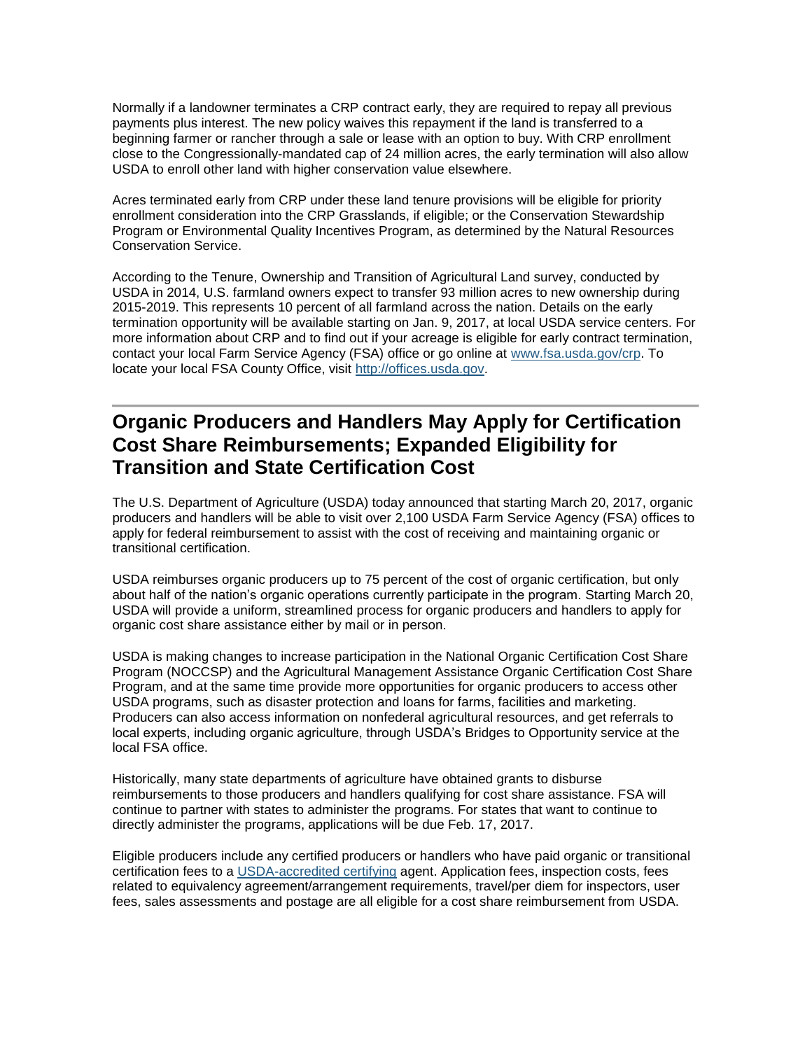Normally if a landowner terminates a CRP contract early, they are required to repay all previous payments plus interest. The new policy waives this repayment if the land is transferred to a beginning farmer or rancher through a sale or lease with an option to buy. With CRP enrollment close to the Congressionally-mandated cap of 24 million acres, the early termination will also allow USDA to enroll other land with higher conservation value elsewhere.

Acres terminated early from CRP under these land tenure provisions will be eligible for priority enrollment consideration into the CRP Grasslands, if eligible; or the Conservation Stewardship Program or Environmental Quality Incentives Program, as determined by the Natural Resources Conservation Service.

According to the Tenure, Ownership and Transition of Agricultural Land survey, conducted by USDA in 2014, U.S. farmland owners expect to transfer 93 million acres to new ownership during 2015-2019. This represents 10 percent of all farmland across the nation. Details on the early termination opportunity will be available starting on Jan. 9, 2017, at local USDA service centers. For more information about CRP and to find out if your acreage is eligible for early contract termination, contact your local Farm Service Agency (FSA) office or go online at [www.fsa.usda.gov/crp](www.fsa.usda.gov/crp). To locate your local FSA County Office, visit [http://offices.usda.gov](http://offices.usda.gov).

---

## Organic Producers and Handlers May Apply for Certification Cost Share Reimbursements; Expanded Eligibility for Transition and State Certification Cost

The U.S. Department of Agriculture (USDA) today announced that starting March 20, 2017, organic producers and handlers will be able to visit over 2,100 USDA Farm Service Agency (FSA) offices to apply for federal reimbursement to assist with the cost of receiving and maintaining organic or transitional certification.

USDA reimburses organic producers up to 75 percent of the cost of organic certification, but only about half of the nation's organic operations currently participate in the program. Starting March 20, USDA will provide a uniform, streamlined process for organic producers and handlers to apply for organic cost share assistance either by mail or in person.

USDA is making changes to increase participation in the National Organic Certification Cost Share Program (NOCCSP) and the Agricultural Management Assistance Organic Certification Cost Share Program, and at the same time provide more opportunities for organic producers to access other USDA programs, such as disaster protection and loans for farms, facilities and marketing. Producers can also access information on nonfederal agricultural resources, and get referrals to local experts, including organic agriculture, through USDA's Bridges to Opportunity service at the local FSA office.

Historically, many state departments of agriculture have obtained grants to disburse reimbursements to those producers and handlers qualifying for cost share assistance. FSA will continue to partner with states to administer the programs. For states that want to continue to directly administer the programs, applications will be due Feb. 17, 2017.

Eligible producers include any certified producers or handlers who have paid organic or transitional certification fees to a USDA-accredited certifying agent. Application fees, inspection costs, fees related to equivalency agreement/arrangement requirements, travel/per diem for inspectors, user fees, sales assessments and postage are all eligible for a cost share reimbursement from USDA.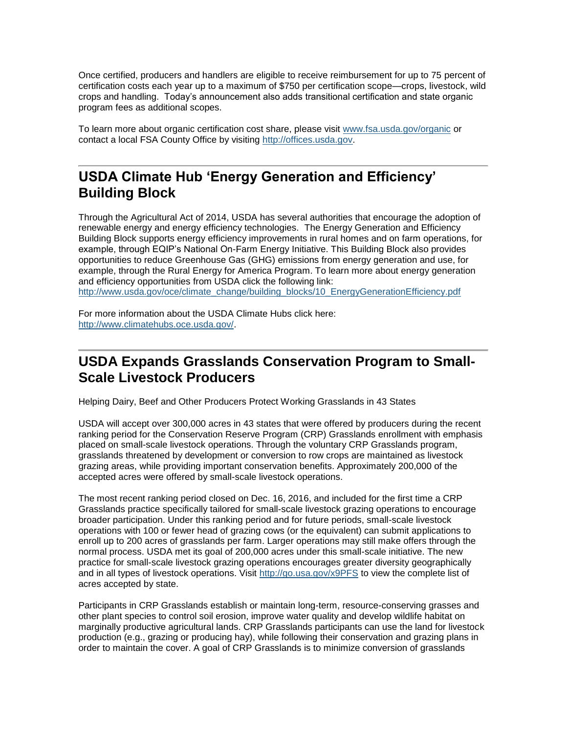Once certified, producers and handlers are eligible to receive reimbursement for up to 75 percent of certification costs each year up to a maximum of $750 per certification scope—crops, livestock, wild crops and handling. Today's announcement also adds transitional certification and state organic program fees as additional scopes.

To learn more about organic certification cost share, please visit [www.fsa.usda.gov/organic](www.fsa.usda.gov/organic) or contact a local FSA County Office by visiting [http://offices.usda.gov](http://offices.usda.gov).

---

## USDA Climate Hub 'Energy Generation and Efficiency' Building Block

Through the Agricultural Act of 2014, USDA has several authorities that encourage the adoption of renewable energy and energy efficiency technologies. The Energy Generation and Efficiency Building Block supports energy efficiency improvements in rural homes and on farm operations, for example, through EQIP's National On-Farm Energy Initiative. This Building Block also provides opportunities to reduce Greenhouse Gas (GHG) emissions from energy generation and use, for example, through the Rural Energy for America Program. To learn more about energy generation and efficiency opportunities from USDA click the following link: [http://www.usda.gov/oce/climate_change/building_blocks/10_EnergyGenerationEfficiency.pdf](http://www.usda.gov/oce/climate_change/building_blocks/10_EnergyGenerationEfficiency.pdf)

For more information about the USDA Climate Hubs click here: [http://www.climatehubs.oce.usda.gov/](http://www.climatehubs.oce.usda.gov/).

---

## USDA Expands Grasslands Conservation Program to Small-Scale Livestock Producers

Helping Dairy, Beef and Other Producers Protect Working Grasslands in 43 States

USDA will accept over 300,000 acres in 43 states that were offered by producers during the recent ranking period for the Conservation Reserve Program (CRP) Grasslands enrollment with emphasis placed on small-scale livestock operations. Through the voluntary CRP Grasslands program, grasslands threatened by development or conversion to row crops are maintained as livestock grazing areas, while providing important conservation benefits. Approximately 200,000 of the accepted acres were offered by small-scale livestock operations.

The most recent ranking period closed on Dec. 16, 2016, and included for the first time a CRP Grasslands practice specifically tailored for small-scale livestock grazing operations to encourage broader participation. Under this ranking period and for future periods, small-scale livestock operations with 100 or fewer head of grazing cows (or the equivalent) can submit applications to enroll up to 200 acres of grasslands per farm. Larger operations may still make offers through the normal process. USDA met its goal of 200,000 acres under this small-scale initiative. The new practice for small-scale livestock grazing operations encourages greater diversity geographically and in all types of livestock operations. Visit [http://go.usa.gov/x9PFS](http://go.usa.gov/x9PFS) to view the complete list of acres accepted by state.

Participants in CRP Grasslands establish or maintain long-term, resource-conserving grasses and other plant species to control soil erosion, improve water quality and develop wildlife habitat on marginally productive agricultural lands. CRP Grasslands participants can use the land for livestock production (e.g., grazing or producing hay), while following their conservation and grazing plans in order to maintain the cover. A goal of CRP Grasslands is to minimize conversion of grasslands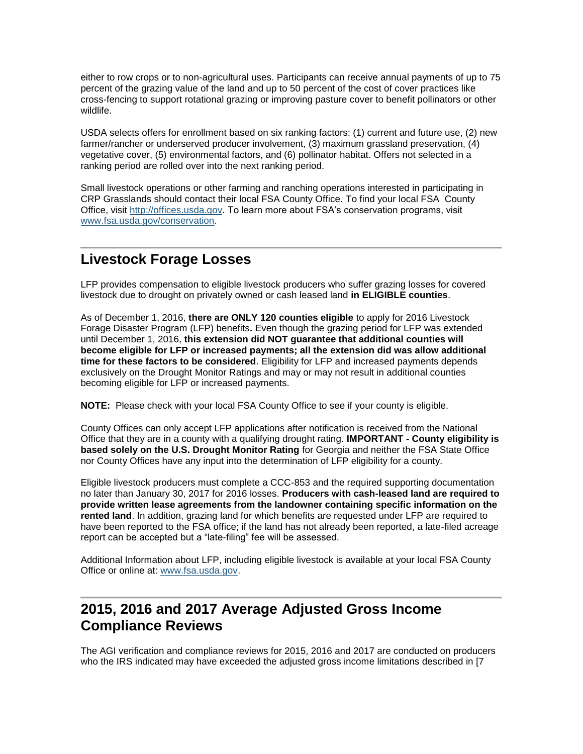either to row crops or to non-agricultural uses. Participants can receive annual payments of up to 75 percent of the grazing value of the land and up to 50 percent of the cost of cover practices like cross-fencing to support rotational grazing or improving pasture cover to benefit pollinators or other wildlife.

USDA selects offers for enrollment based on six ranking factors: (1) current and future use, (2) new farmer/rancher or underserved producer involvement, (3) maximum grassland preservation, (4) vegetative cover, (5) environmental factors, and (6) pollinator habitat. Offers not selected in a ranking period are rolled over into the next ranking period.

Small livestock operations or other farming and ranching operations interested in participating in CRP Grasslands should contact their local FSA County Office. To find your local FSA County Office, visit http://offices.usda.gov. To learn more about FSA's conservation programs, visit www.fsa.usda.gov/conservation.

## Livestock Forage Losses

LFP provides compensation to eligible livestock producers who suffer grazing losses for covered livestock due to drought on privately owned or cash leased land **in ELIGIBLE counties**.

As of December 1, 2016, **there are ONLY 120 counties eligible** to apply for 2016 Livestock Forage Disaster Program (LFP) benefits**.** Even though the grazing period for LFP was extended until December 1, 2016, **this extension did NOT guarantee that additional counties will become eligible for LFP or increased payments; all the extension did was allow additional time for these factors to be considered**. Eligibility for LFP and increased payments depends exclusively on the Drought Monitor Ratings and may or may not result in additional counties becoming eligible for LFP or increased payments.

**NOTE:** Please check with your local FSA County Office to see if your county is eligible.

County Offices can only accept LFP applications after notification is received from the National Office that they are in a county with a qualifying drought rating. **IMPORTANT - County eligibility is based solely on the U.S. Drought Monitor Rating** for Georgia and neither the FSA State Office nor County Offices have any input into the determination of LFP eligibility for a county.

Eligible livestock producers must complete a CCC-853 and the required supporting documentation no later than January 30, 2017 for 2016 losses. **Producers with cash-leased land are required to provide written lease agreements from the landowner containing specific information on the rented land**. In addition, grazing land for which benefits are requested under LFP are required to have been reported to the FSA office; if the land has not already been reported, a late-filed acreage report can be accepted but a "late-filing" fee will be assessed.

Additional Information about LFP, including eligible livestock is available at your local FSA County Office or online at: www.fsa.usda.gov.

## 2015, 2016 and 2017 Average Adjusted Gross Income Compliance Reviews

The AGI verification and compliance reviews for 2015, 2016 and 2017 are conducted on producers who the IRS indicated may have exceeded the adjusted gross income limitations described in [7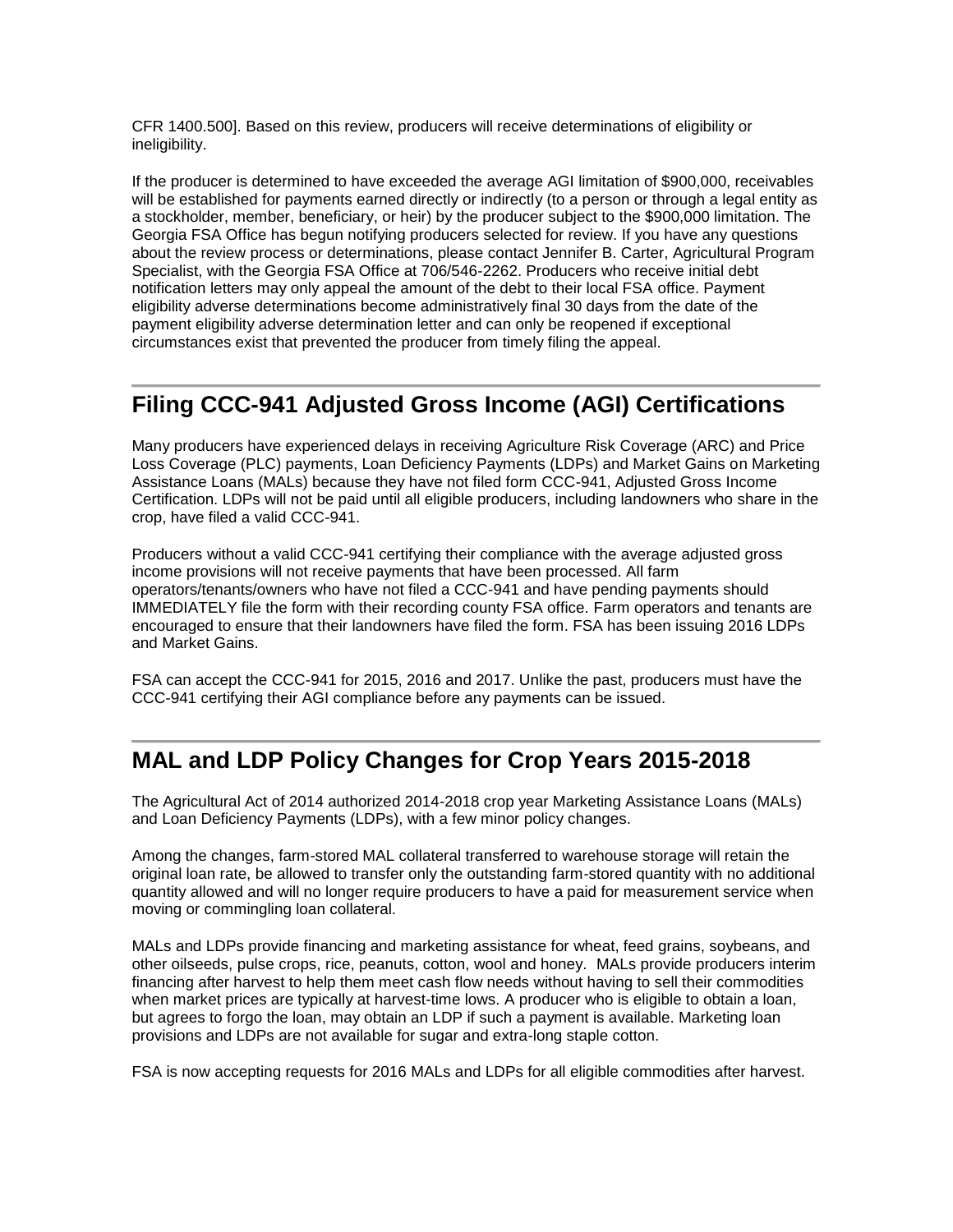CFR 1400.500]. Based on this review, producers will receive determinations of eligibility or ineligibility.

If the producer is determined to have exceeded the average AGI limitation of $900,000, receivables will be established for payments earned directly or indirectly (to a person or through a legal entity as a stockholder, member, beneficiary, or heir) by the producer subject to the $900,000 limitation. The Georgia FSA Office has begun notifying producers selected for review. If you have any questions about the review process or determinations, please contact Jennifer B. Carter, Agricultural Program Specialist, with the Georgia FSA Office at 706/546-2262. Producers who receive initial debt notification letters may only appeal the amount of the debt to their local FSA office. Payment eligibility adverse determinations become administratively final 30 days from the date of the payment eligibility adverse determination letter and can only be reopened if exceptional circumstances exist that prevented the producer from timely filing the appeal.

---

## Filing CCC-941 Adjusted Gross Income (AGI) Certifications

Many producers have experienced delays in receiving Agriculture Risk Coverage (ARC) and Price Loss Coverage (PLC) payments, Loan Deficiency Payments (LDPs) and Market Gains on Marketing Assistance Loans (MALs) because they have not filed form CCC-941, Adjusted Gross Income Certification. LDPs will not be paid until all eligible producers, including landowners who share in the crop, have filed a valid CCC-941.

Producers without a valid CCC-941 certifying their compliance with the average adjusted gross income provisions will not receive payments that have been processed. All farm operators/tenants/owners who have not filed a CCC-941 and have pending payments should IMMEDIATELY file the form with their recording county FSA office. Farm operators and tenants are encouraged to ensure that their landowners have filed the form. FSA has been issuing 2016 LDPs and Market Gains.

FSA can accept the CCC-941 for 2015, 2016 and 2017. Unlike the past, producers must have the CCC-941 certifying their AGI compliance before any payments can be issued.

---

## MAL and LDP Policy Changes for Crop Years 2015-2018

The Agricultural Act of 2014 authorized 2014-2018 crop year Marketing Assistance Loans (MALs) and Loan Deficiency Payments (LDPs), with a few minor policy changes.

Among the changes, farm-stored MAL collateral transferred to warehouse storage will retain the original loan rate, be allowed to transfer only the outstanding farm-stored quantity with no additional quantity allowed and will no longer require producers to have a paid for measurement service when moving or commingling loan collateral.

MALs and LDPs provide financing and marketing assistance for wheat, feed grains, soybeans, and other oilseeds, pulse crops, rice, peanuts, cotton, wool and honey. MALs provide producers interim financing after harvest to help them meet cash flow needs without having to sell their commodities when market prices are typically at harvest-time lows. A producer who is eligible to obtain a loan, but agrees to forgo the loan, may obtain an LDP if such a payment is available. Marketing loan provisions and LDPs are not available for sugar and extra-long staple cotton.

FSA is now accepting requests for 2016 MALs and LDPs for all eligible commodities after harvest.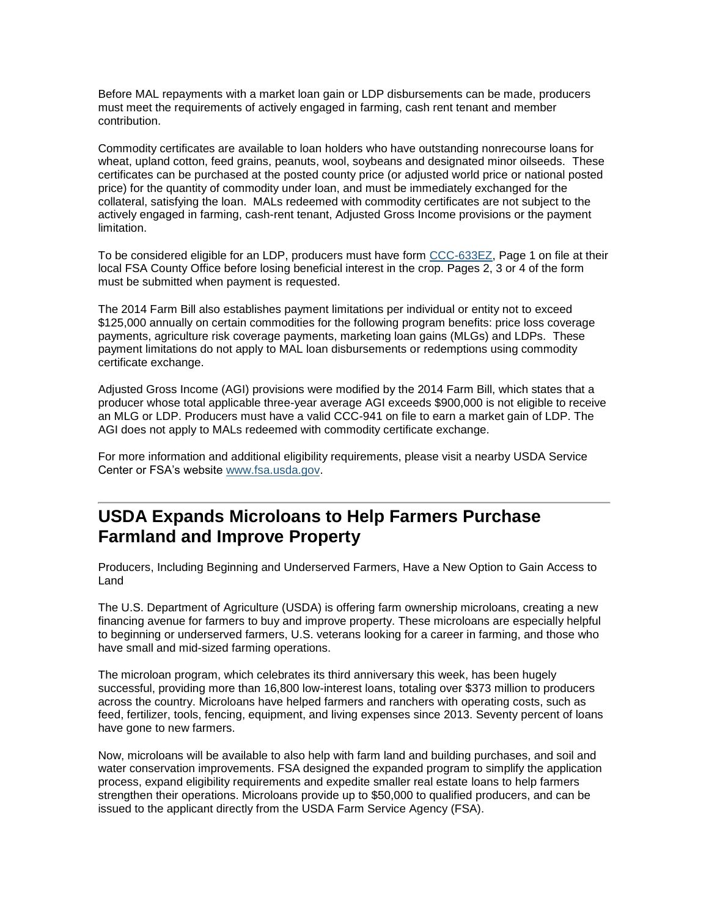Before MAL repayments with a market loan gain or LDP disbursements can be made, producers must meet the requirements of actively engaged in farming, cash rent tenant and member contribution.

Commodity certificates are available to loan holders who have outstanding nonrecourse loans for wheat, upland cotton, feed grains, peanuts, wool, soybeans and designated minor oilseeds. These certificates can be purchased at the posted county price (or adjusted world price or national posted price) for the quantity of commodity under loan, and must be immediately exchanged for the collateral, satisfying the loan. MALs redeemed with commodity certificates are not subject to the actively engaged in farming, cash-rent tenant, Adjusted Gross Income provisions or the payment limitation.

To be considered eligible for an LDP, producers must have form [CCC-633EZ](), Page 1 on file at their local FSA County Office before losing beneficial interest in the crop. Pages 2, 3 or 4 of the form must be submitted when payment is requested.

The 2014 Farm Bill also establishes payment limitations per individual or entity not to exceed $125,000 annually on certain commodities for the following program benefits: price loss coverage payments, agriculture risk coverage payments, marketing loan gains (MLGs) and LDPs. These payment limitations do not apply to MAL loan disbursements or redemptions using commodity certificate exchange.

Adjusted Gross Income (AGI) provisions were modified by the 2014 Farm Bill, which states that a producer whose total applicable three-year average AGI exceeds $900,000 is not eligible to receive an MLG or LDP. Producers must have a valid CCC-941 on file to earn a market gain of LDP. The AGI does not apply to MALs redeemed with commodity certificate exchange.

For more information and additional eligibility requirements, please visit a nearby USDA Service Center or FSA's website [www.fsa.usda.gov]().

---

## USDA Expands Microloans to Help Farmers Purchase Farmland and Improve Property

Producers, Including Beginning and Underserved Farmers, Have a New Option to Gain Access to Land

The U.S. Department of Agriculture (USDA) is offering farm ownership microloans, creating a new financing avenue for farmers to buy and improve property. These microloans are especially helpful to beginning or underserved farmers, U.S. veterans looking for a career in farming, and those who have small and mid-sized farming operations.

The microloan program, which celebrates its third anniversary this week, has been hugely successful, providing more than 16,800 low-interest loans, totaling over $373 million to producers across the country. Microloans have helped farmers and ranchers with operating costs, such as feed, fertilizer, tools, fencing, equipment, and living expenses since 2013. Seventy percent of loans have gone to new farmers.

Now, microloans will be available to also help with farm land and building purchases, and soil and water conservation improvements. FSA designed the expanded program to simplify the application process, expand eligibility requirements and expedite smaller real estate loans to help farmers strengthen their operations. Microloans provide up to $50,000 to qualified producers, and can be issued to the applicant directly from the USDA Farm Service Agency (FSA).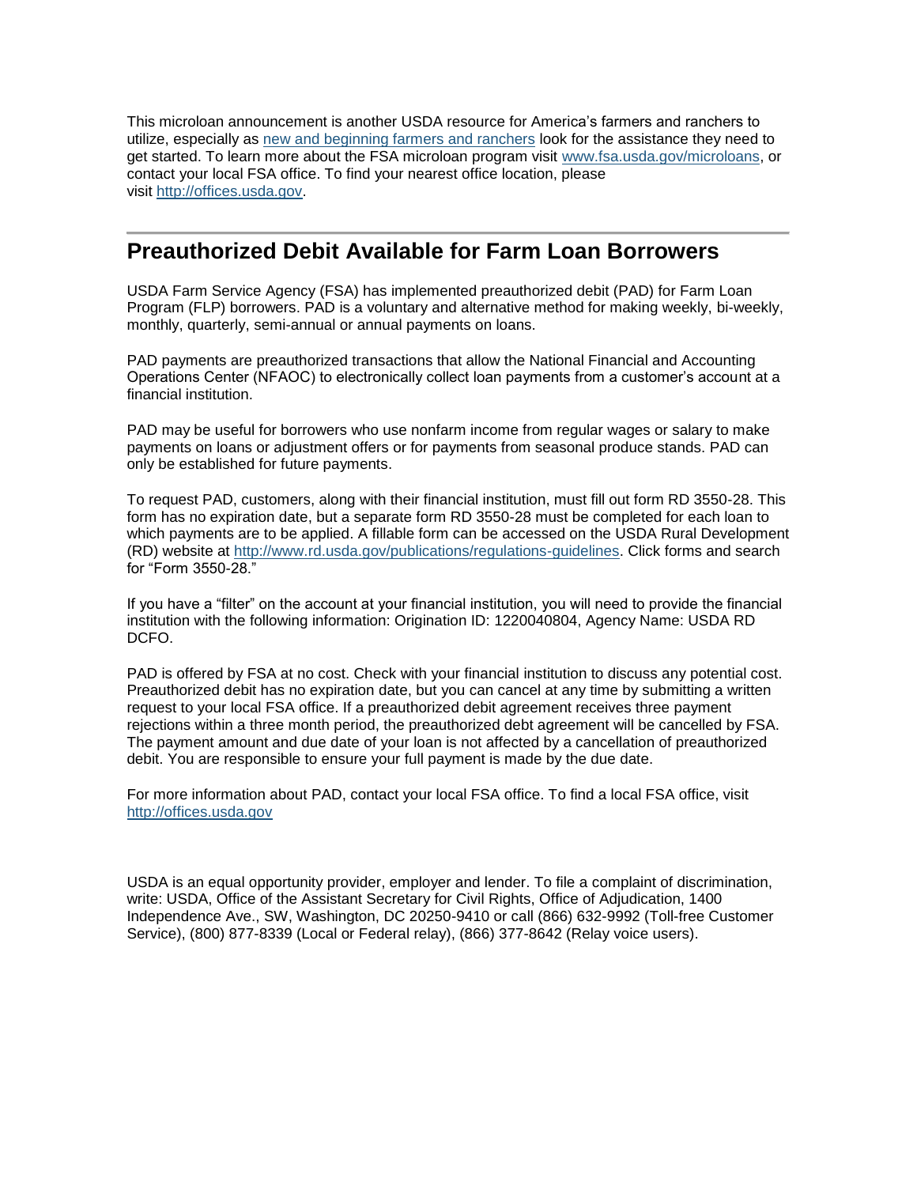This microloan announcement is another USDA resource for America's farmers and ranchers to utilize, especially as [new and beginning farmers and ranchers] look for the assistance they need to get started. To learn more about the FSA microloan program visit www.fsa.usda.gov/microloans, or contact your local FSA office. To find your nearest office location, please visit http://offices.usda.gov.

---

## Preauthorized Debit Available for Farm Loan Borrowers

USDA Farm Service Agency (FSA) has implemented preauthorized debit (PAD) for Farm Loan Program (FLP) borrowers. PAD is a voluntary and alternative method for making weekly, bi-weekly, monthly, quarterly, semi-annual or annual payments on loans.

PAD payments are preauthorized transactions that allow the National Financial and Accounting Operations Center (NFAOC) to electronically collect loan payments from a customer's account at a financial institution.

PAD may be useful for borrowers who use nonfarm income from regular wages or salary to make payments on loans or adjustment offers or for payments from seasonal produce stands. PAD can only be established for future payments.

To request PAD, customers, along with their financial institution, must fill out form RD 3550-28. This form has no expiration date, but a separate form RD 3550-28 must be completed for each loan to which payments are to be applied. A fillable form can be accessed on the USDA Rural Development (RD) website at http://www.rd.usda.gov/publications/regulations-guidelines. Click forms and search for "Form 3550-28."

If you have a "filter" on the account at your financial institution, you will need to provide the financial institution with the following information: Origination ID: 1220040804, Agency Name: USDA RD DCFO.

PAD is offered by FSA at no cost. Check with your financial institution to discuss any potential cost. Preauthorized debit has no expiration date, but you can cancel at any time by submitting a written request to your local FSA office. If a preauthorized debit agreement receives three payment rejections within a three month period, the preauthorized debt agreement will be cancelled by FSA. The payment amount and due date of your loan is not affected by a cancellation of preauthorized debit. You are responsible to ensure your full payment is made by the due date.

For more information about PAD, contact your local FSA office. To find a local FSA office, visit http://offices.usda.gov

USDA is an equal opportunity provider, employer and lender. To file a complaint of discrimination, write: USDA, Office of the Assistant Secretary for Civil Rights, Office of Adjudication, 1400 Independence Ave., SW, Washington, DC 20250-9410 or call (866) 632-9992 (Toll-free Customer Service), (800) 877-8339 (Local or Federal relay), (866) 377-8642 (Relay voice users).